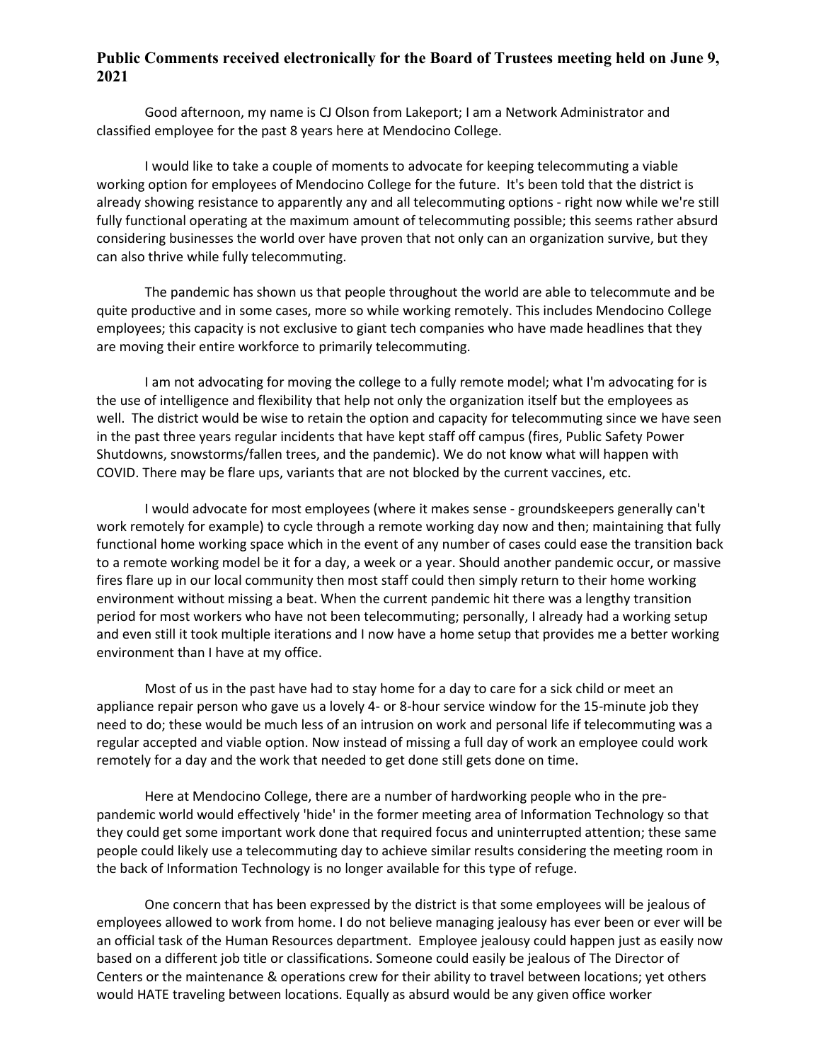# Public Comments received electronically for the Board of Trustees meeting held on June 9, 2021

Good afternoon, my name is CJ Olson from Lakeport; I am a Network Administrator and classified employee for the past 8 years here at Mendocino College.

I would like to take a couple of moments to advocate for keeping telecommuting a viable working option for employees of Mendocino College for the future. It's been told that the district is already showing resistance to apparently any and all telecommuting options - right now while we're still fully functional operating at the maximum amount of telecommuting possible; this seems rather absurd considering businesses the world over have proven that not only can an organization survive, but they can also thrive while fully telecommuting.

The pandemic has shown us that people throughout the world are able to telecommute and be quite productive and in some cases, more so while working remotely. This includes Mendocino College employees; this capacity is not exclusive to giant tech companies who have made headlines that they are moving their entire workforce to primarily telecommuting.

I am not advocating for moving the college to a fully remote model; what I'm advocating for is the use of intelligence and flexibility that help not only the organization itself but the employees as well. The district would be wise to retain the option and capacity for telecommuting since we have seen in the past three years regular incidents that have kept staff off campus (fires, Public Safety Power Shutdowns, snowstorms/fallen trees, and the pandemic). We do not know what will happen with COVID. There may be flare ups, variants that are not blocked by the current vaccines, etc.

I would advocate for most employees (where it makes sense - groundskeepers generally can't work remotely for example) to cycle through a remote working day now and then; maintaining that fully functional home working space which in the event of any number of cases could ease the transition back to a remote working model be it for a day, a week or a year. Should another pandemic occur, or massive fires flare up in our local community then most staff could then simply return to their home working environment without missing a beat. When the current pandemic hit there was a lengthy transition period for most workers who have not been telecommuting; personally, I already had a working setup and even still it took multiple iterations and I now have a home setup that provides me a better working environment than I have at my office.

Most of us in the past have had to stay home for a day to care for a sick child or meet an appliance repair person who gave us a lovely 4- or 8-hour service window for the 15-minute job they need to do; these would be much less of an intrusion on work and personal life if telecommuting was a regular accepted and viable option. Now instead of missing a full day of work an employee could work remotely for a day and the work that needed to get done still gets done on time.

Here at Mendocino College, there are a number of hardworking people who in the pre-pandemic world would effectively 'hide' in the former meeting area of Information Technology so that they could get some important work done that required focus and uninterrupted attention; these same people could likely use a telecommuting day to achieve similar results considering the meeting room in the back of Information Technology is no longer available for this type of refuge.

One concern that has been expressed by the district is that some employees will be jealous of employees allowed to work from home. I do not believe managing jealousy has ever been or ever will be an official task of the Human Resources department. Employee jealousy could happen just as easily now based on a different job title or classifications. Someone could easily be jealous of The Director of Centers or the maintenance & operations crew for their ability to travel between locations; yet others would HATE traveling between locations. Equally as absurd would be any given office worker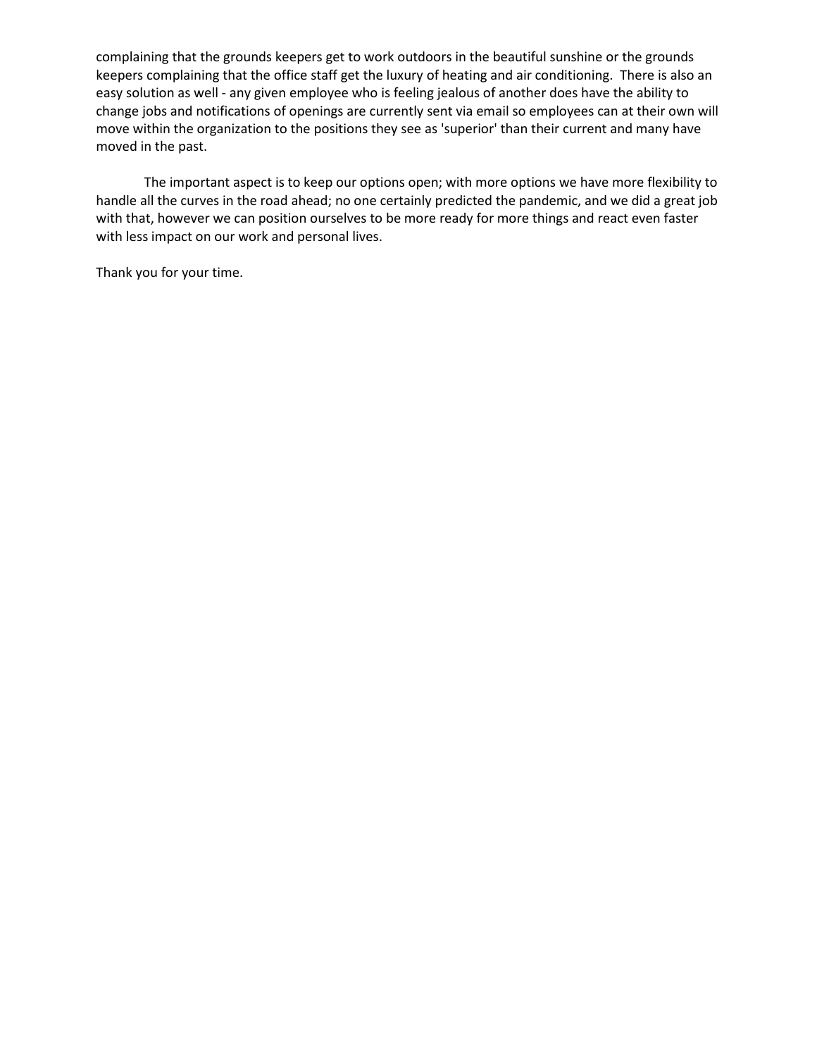complaining that the grounds keepers get to work outdoors in the beautiful sunshine or the grounds keepers complaining that the office staff get the luxury of heating and air conditioning.  There is also an easy solution as well - any given employee who is feeling jealous of another does have the ability to change jobs and notifications of openings are currently sent via email so employees can at their own will move within the organization to the positions they see as 'superior' than their current and many have moved in the past.

The important aspect is to keep our options open; with more options we have more flexibility to handle all the curves in the road ahead; no one certainly predicted the pandemic, and we did a great job with that, however we can position ourselves to be more ready for more things and react even faster with less impact on our work and personal lives.

Thank you for your time.